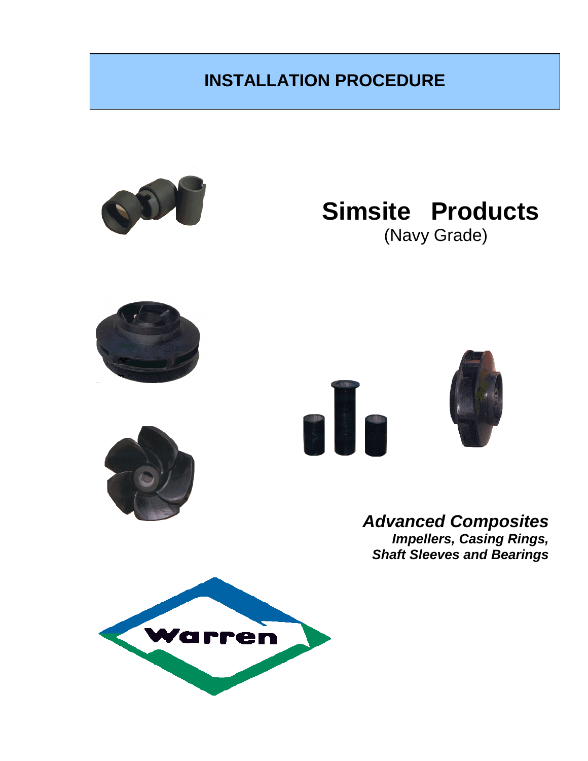# INSTALLATION PROCEDURE

## Simsite Products

(Navy Grade)

***Advanced Composites***

***Impellers, Casing Rings, Shaft Sleeves and Bearings***

Warren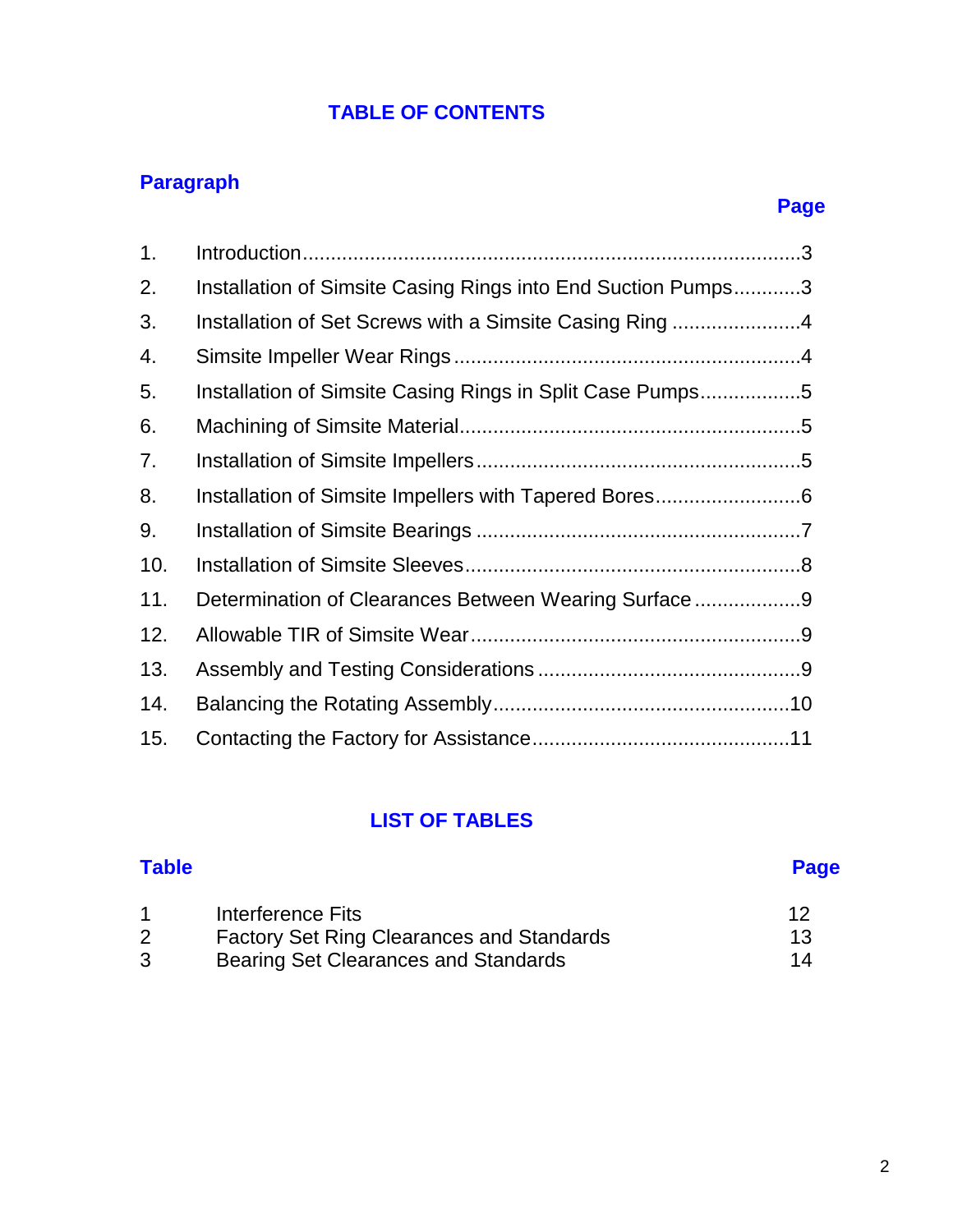# TABLE OF CONTENTS

| Paragraph | | Page |
|---|---|---|
| 1. | Introduction | 3 |
| 2. | Installation of Simsite Casing Rings into End Suction Pumps | 3 |
| 3. | Installation of Set Screws with a Simsite Casing Ring | 4 |
| 4. | Simsite Impeller Wear Rings | 4 |
| 5. | Installation of Simsite Casing Rings in Split Case Pumps | 5 |
| 6. | Machining of Simsite Material | 5 |
| 7. | Installation of Simsite Impellers | 5 |
| 8. | Installation of Simsite Impellers with Tapered Bores | 6 |
| 9. | Installation of Simsite Bearings | 7 |
| 10. | Installation of Simsite Sleeves | 8 |
| 11. | Determination of Clearances Between Wearing Surface | 9 |
| 12. | Allowable TIR of Simsite Wear | 9 |
| 13. | Assembly and Testing Considerations | 9 |
| 14. | Balancing the Rotating Assembly | 10 |
| 15. | Contacting the Factory for Assistance | 11 |

# LIST OF TABLES

| Table | | Page |
|---|---|---|
| 1 | Interference Fits | 12 |
| 2 | Factory Set Ring Clearances and Standards | 13 |
| 3 | Bearing Set Clearances and Standards | 14 |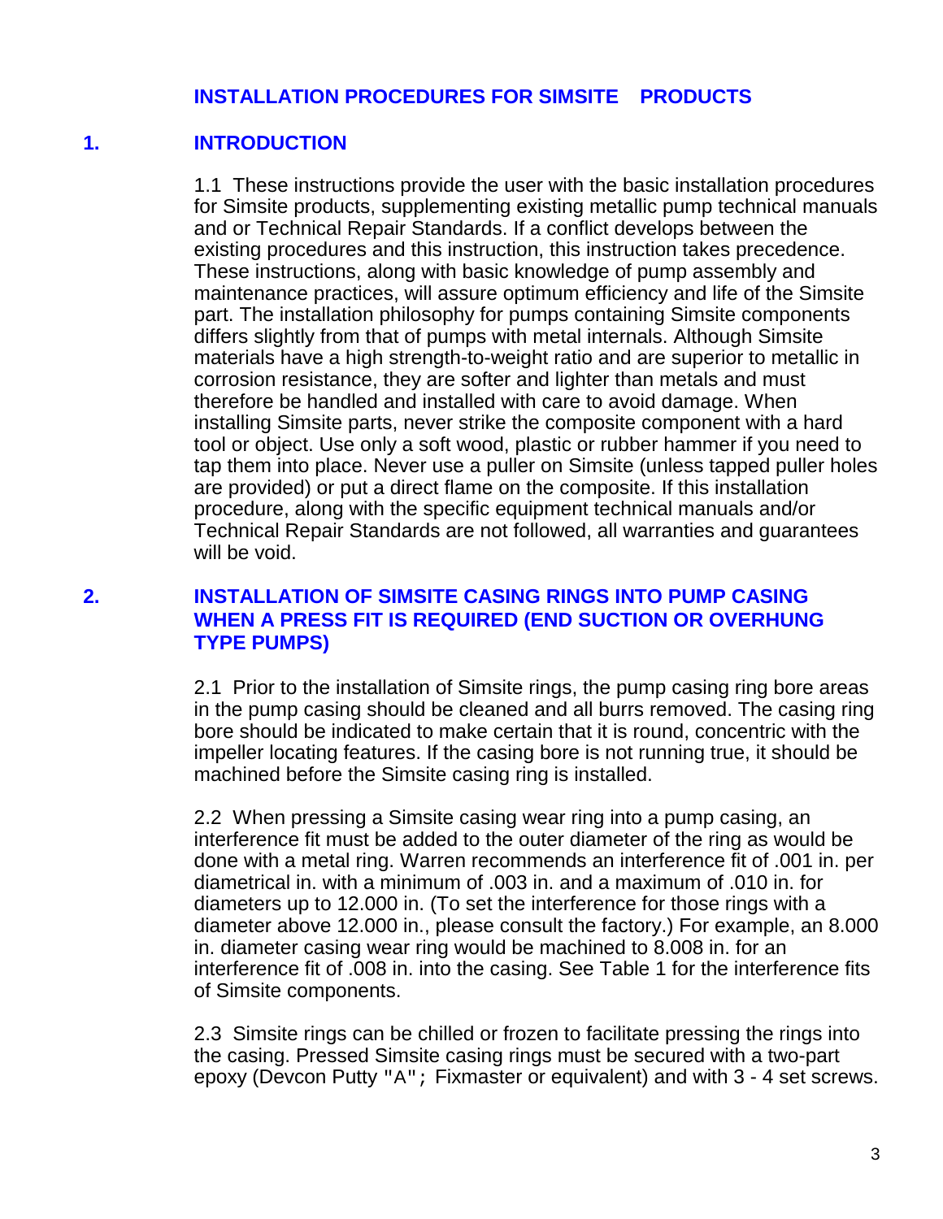# INSTALLATION PROCEDURES FOR SIMSITE PRODUCTS

## 1. INTRODUCTION

1.1 These instructions provide the user with the basic installation procedures for Simsite products, supplementing existing metallic pump technical manuals and or Technical Repair Standards. If a conflict develops between the existing procedures and this instruction, this instruction takes precedence. These instructions, along with basic knowledge of pump assembly and maintenance practices, will assure optimum efficiency and life of the Simsite part. The installation philosophy for pumps containing Simsite components differs slightly from that of pumps with metal internals. Although Simsite materials have a high strength-to-weight ratio and are superior to metallic in corrosion resistance, they are softer and lighter than metals and must therefore be handled and installed with care to avoid damage. When installing Simsite parts, never strike the composite component with a hard tool or object. Use only a soft wood, plastic or rubber hammer if you need to tap them into place. Never use a puller on Simsite (unless tapped puller holes are provided) or put a direct flame on the composite. If this installation procedure, along with the specific equipment technical manuals and/or Technical Repair Standards are not followed, all warranties and guarantees will be void.

## 2. INSTALLATION OF SIMSITE CASING RINGS INTO PUMP CASING WHEN A PRESS FIT IS REQUIRED (END SUCTION OR OVERHUNG TYPE PUMPS)

2.1 Prior to the installation of Simsite rings, the pump casing ring bore areas in the pump casing should be cleaned and all burrs removed. The casing ring bore should be indicated to make certain that it is round, concentric with the impeller locating features. If the casing bore is not running true, it should be machined before the Simsite casing ring is installed.

2.2 When pressing a Simsite casing wear ring into a pump casing, an interference fit must be added to the outer diameter of the ring as would be done with a metal ring. Warren recommends an interference fit of .001 in. per diametrical in. with a minimum of .003 in. and a maximum of .010 in. for diameters up to 12.000 in. (To set the interference for those rings with a diameter above 12.000 in., please consult the factory.) For example, an 8.000 in. diameter casing wear ring would be machined to 8.008 in. for an interference fit of .008 in. into the casing. See Table 1 for the interference fits of Simsite components.

2.3 Simsite rings can be chilled or frozen to facilitate pressing the rings into the casing. Pressed Simsite casing rings must be secured with a two-part epoxy (Devcon Putty "A"; Fixmaster or equivalent) and with 3 - 4 set screws.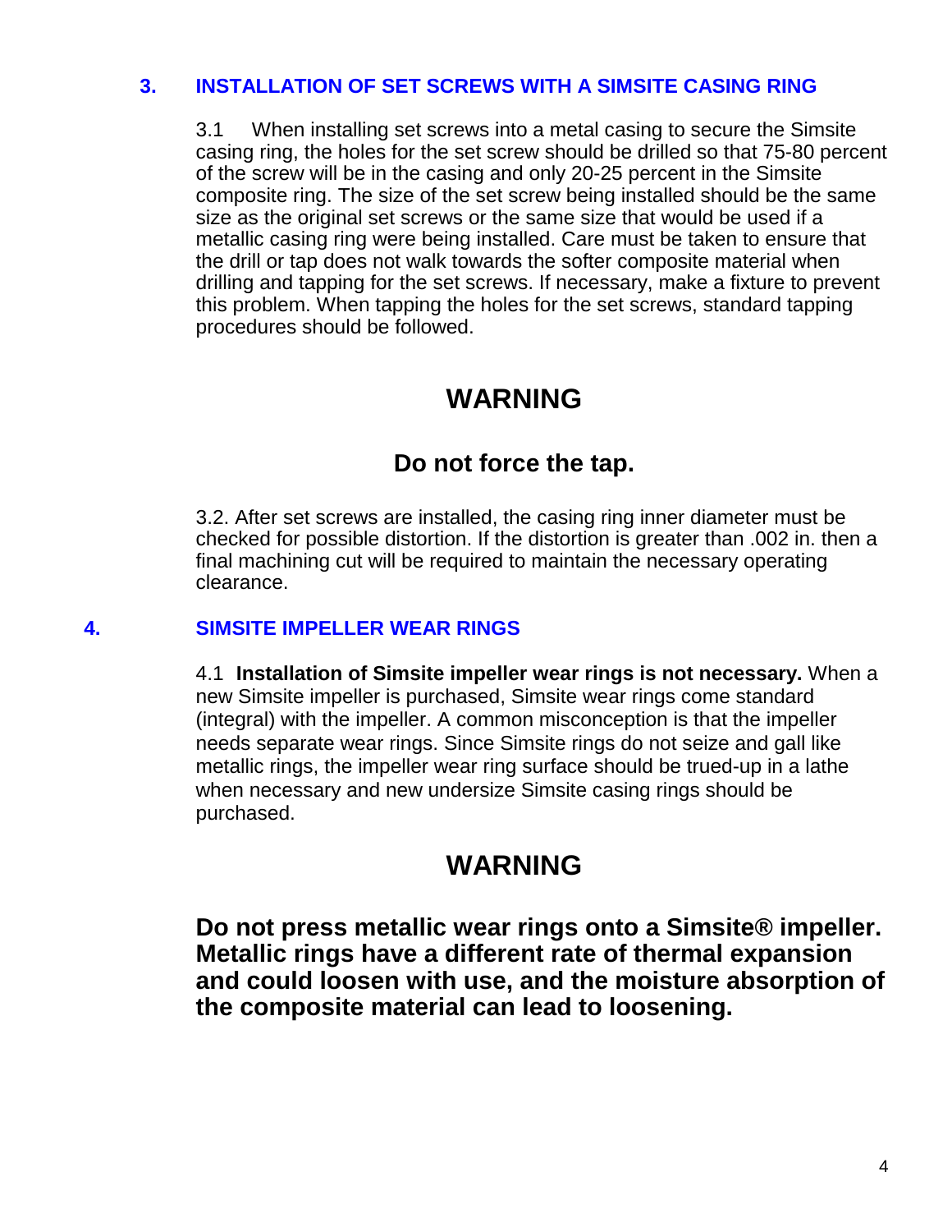## 3. INSTALLATION OF SET SCREWS WITH A SIMSITE CASING RING

3.1 When installing set screws into a metal casing to secure the Simsite casing ring, the holes for the set screw should be drilled so that 75-80 percent of the screw will be in the casing and only 20-25 percent in the Simsite composite ring. The size of the set screw being installed should be the same size as the original set screws or the same size that would be used if a metallic casing ring were being installed. Care must be taken to ensure that the drill or tap does not walk towards the softer composite material when drilling and tapping for the set screws. If necessary, make a fixture to prevent this problem. When tapping the holes for the set screws, standard tapping procedures should be followed.

# WARNING

## Do not force the tap.

3.2. After set screws are installed, the casing ring inner diameter must be checked for possible distortion. If the distortion is greater than .002 in. then a final machining cut will be required to maintain the necessary operating clearance.

## 4. SIMSITE IMPELLER WEAR RINGS

4.1 **Installation of Simsite impeller wear rings is not necessary.** When a new Simsite impeller is purchased, Simsite wear rings come standard (integral) with the impeller. A common misconception is that the impeller needs separate wear rings. Since Simsite rings do not seize and gall like metallic rings, the impeller wear ring surface should be trued-up in a lathe when necessary and new undersize Simsite casing rings should be purchased.

# WARNING

**Do not press metallic wear rings onto a Simsite® impeller. Metallic rings have a different rate of thermal expansion and could loosen with use, and the moisture absorption of the composite material can lead to loosening.**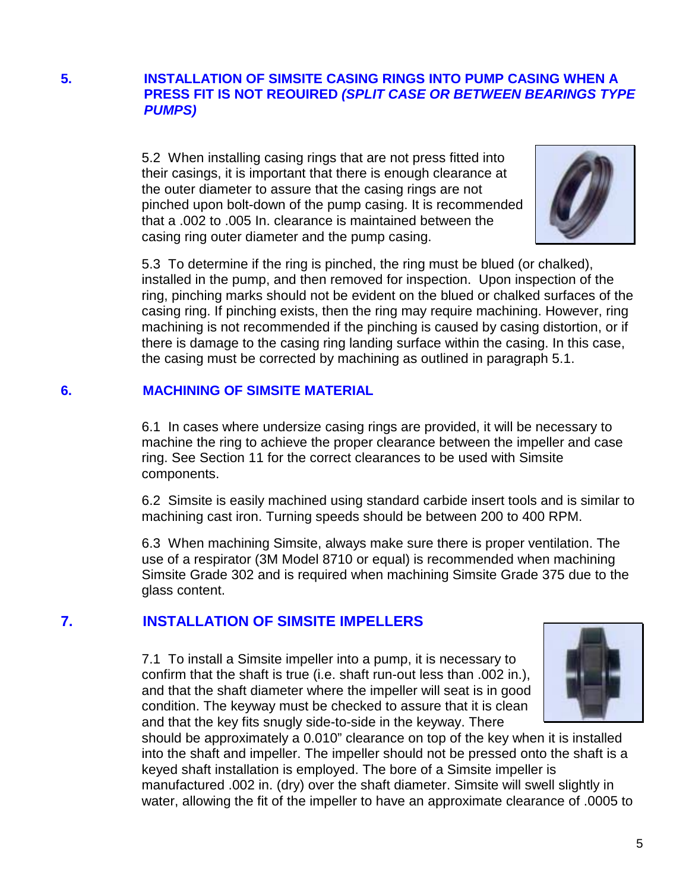## 5. INSTALLATION OF SIMSITE CASING RINGS INTO PUMP CASING WHEN A PRESS FIT IS NOT REOUIRED *(SPLIT CASE OR BETWEEN BEARINGS TYPE PUMPS)*

5.2 When installing casing rings that are not press fitted into their casings, it is important that there is enough clearance at the outer diameter to assure that the casing rings are not pinched upon bolt-down of the pump casing. It is recommended that a .002 to .005 In. clearance is maintained between the casing ring outer diameter and the pump casing.

5.3 To determine if the ring is pinched, the ring must be blued (or chalked), installed in the pump, and then removed for inspection. Upon inspection of the ring, pinching marks should not be evident on the blued or chalked surfaces of the casing ring. If pinching exists, then the ring may require machining. However, ring machining is not recommended if the pinching is caused by casing distortion, or if there is damage to the casing ring landing surface within the casing. In this case, the casing must be corrected by machining as outlined in paragraph 5.1.

## 6. MACHINING OF SIMSITE MATERIAL

6.1 In cases where undersize casing rings are provided, it will be necessary to machine the ring to achieve the proper clearance between the impeller and case ring. See Section 11 for the correct clearances to be used with Simsite components.

6.2 Simsite is easily machined using standard carbide insert tools and is similar to machining cast iron. Turning speeds should be between 200 to 400 RPM.

6.3 When machining Simsite, always make sure there is proper ventilation. The use of a respirator (3M Model 8710 or equal) is recommended when machining Simsite Grade 302 and is required when machining Simsite Grade 375 due to the glass content.

## 7. INSTALLATION OF SIMSITE IMPELLERS

7.1 To install a Simsite impeller into a pump, it is necessary to confirm that the shaft is true (i.e. shaft run-out less than .002 in.), and that the shaft diameter where the impeller will seat is in good condition. The keyway must be checked to assure that it is clean and that the key fits snugly side-to-side in the keyway. There should be approximately a 0.010" clearance on top of the key when it is installed into the shaft and impeller. The impeller should not be pressed onto the shaft is a keyed shaft installation is employed. The bore of a Simsite impeller is manufactured .002 in. (dry) over the shaft diameter. Simsite will swell slightly in water, allowing the fit of the impeller to have an approximate clearance of .0005 to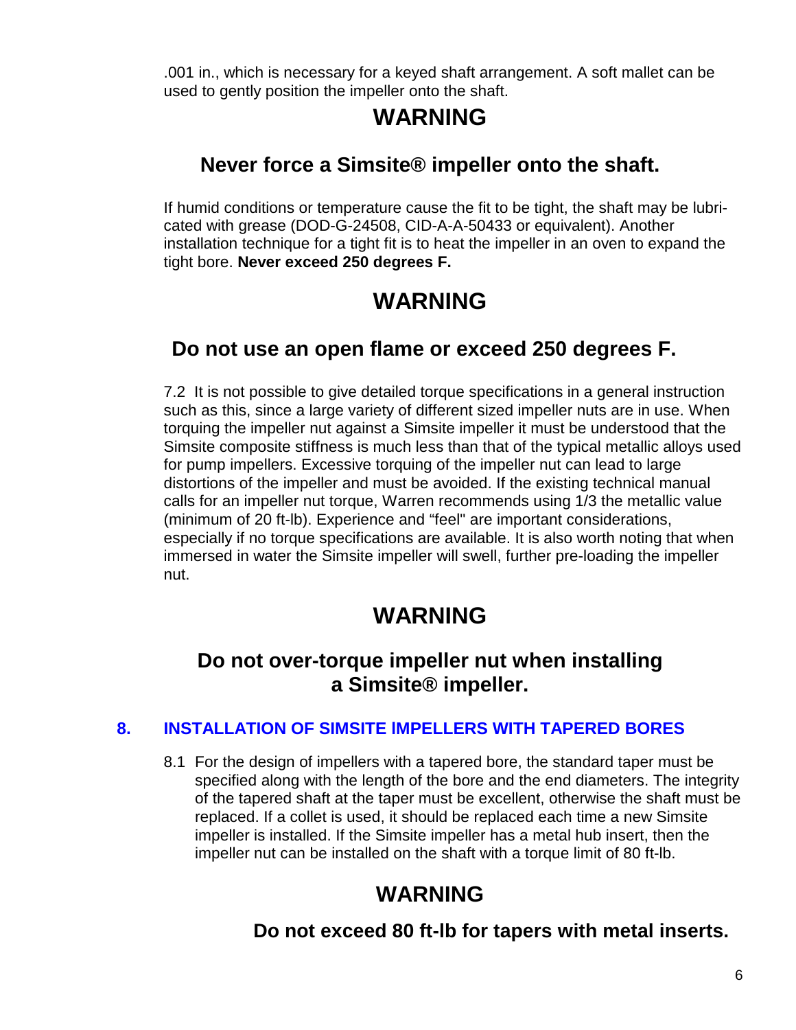.001 in., which is necessary for a keyed shaft arrangement. A soft mallet can be used to gently position the impeller onto the shaft.

## WARNING

### Never force a Simsite® impeller onto the shaft.

If humid conditions or temperature cause the fit to be tight, the shaft may be lubricated with grease (DOD-G-24508, CID-A-A-50433 or equivalent). Another installation technique for a tight fit is to heat the impeller in an oven to expand the tight bore. **Never exceed 250 degrees F.**

## WARNING

### Do not use an open flame or exceed 250 degrees F.

7.2 It is not possible to give detailed torque specifications in a general instruction such as this, since a large variety of different sized impeller nuts are in use. When torquing the impeller nut against a Simsite impeller it must be understood that the Simsite composite stiffness is much less than that of the typical metallic alloys used for pump impellers. Excessive torquing of the impeller nut can lead to large distortions of the impeller and must be avoided. If the existing technical manual calls for an impeller nut torque, Warren recommends using 1/3 the metallic value (minimum of 20 ft-lb). Experience and "feel" are important considerations, especially if no torque specifications are available. It is also worth noting that when immersed in water the Simsite impeller will swell, further pre-loading the impeller nut.

## WARNING

### Do not over-torque impeller nut when installing a Simsite® impeller.

# 8. INSTALLATION OF SIMSITE IMPELLERS WITH TAPERED BORES

8.1 For the design of impellers with a tapered bore, the standard taper must be specified along with the length of the bore and the end diameters. The integrity of the tapered shaft at the taper must be excellent, otherwise the shaft must be replaced. If a collet is used, it should be replaced each time a new Simsite impeller is installed. If the Simsite impeller has a metal hub insert, then the impeller nut can be installed on the shaft with a torque limit of 80 ft-lb.

## WARNING

### Do not exceed 80 ft-lb for tapers with metal inserts.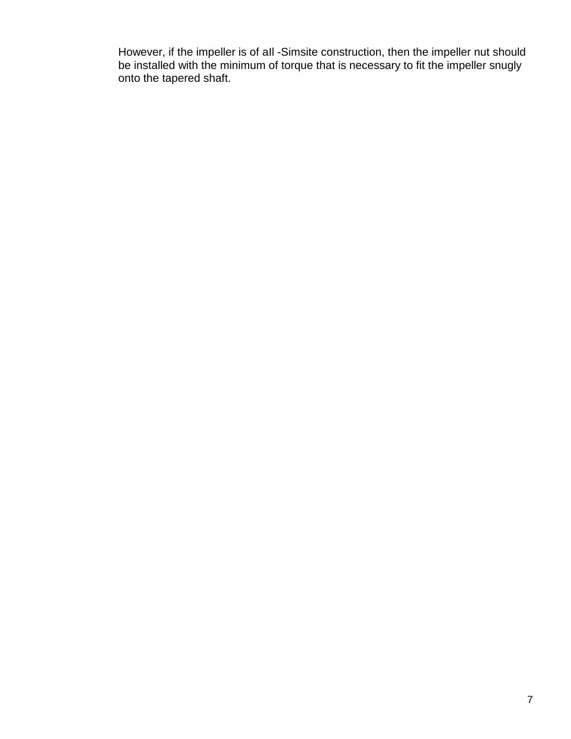However, if the impeller is of all -Simsite construction, then the impeller nut should be installed with the minimum of torque that is necessary to fit the impeller snugly onto the tapered shaft.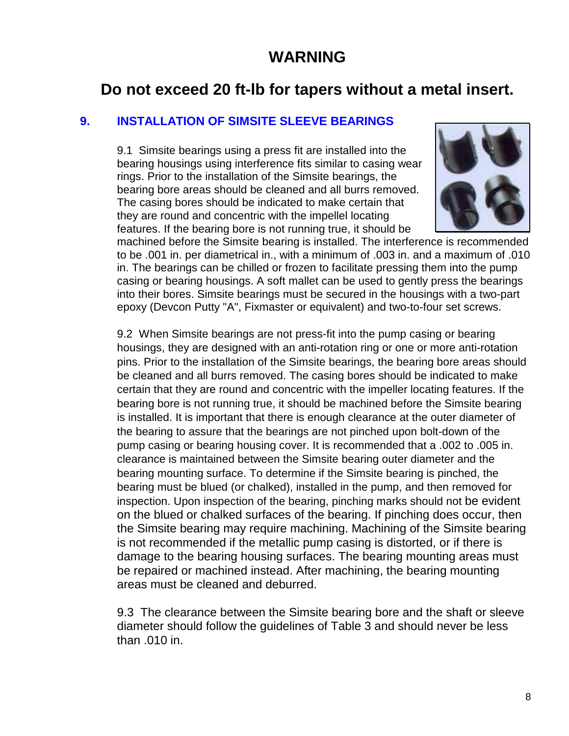# WARNING

## Do not exceed 20 ft-lb for tapers without a metal insert.

### 9. INSTALLATION OF SIMSITE SLEEVE BEARINGS

9.1 Simsite bearings using a press fit are installed into the bearing housings using interference fits similar to casing wear rings. Prior to the installation of the Simsite bearings, the bearing bore areas should be cleaned and all burrs removed. The casing bores should be indicated to make certain that they are round and concentric with the impellel locating features. If the bearing bore is not running true, it should be machined before the Simsite bearing is installed. The interference is recommended to be .001 in. per diametrical in., with a minimum of .003 in. and a maximum of .010 in. The bearings can be chilled or frozen to facilitate pressing them into the pump casing or bearing housings. A soft mallet can be used to gently press the bearings into their bores. Simsite bearings must be secured in the housings with a two-part epoxy (Devcon Putty "A", Fixmaster or equivalent) and two-to-four set screws.

9.2 When Simsite bearings are not press-fit into the pump casing or bearing housings, they are designed with an anti-rotation ring or one or more anti-rotation pins. Prior to the installation of the Simsite bearings, the bearing bore areas should be cleaned and all burrs removed. The casing bores should be indicated to make certain that they are round and concentric with the impeller locating features. If the bearing bore is not running true, it should be machined before the Simsite bearing is installed. It is important that there is enough clearance at the outer diameter of the bearing to assure that the bearings are not pinched upon bolt-down of the pump casing or bearing housing cover. It is recommended that a .002 to .005 in. clearance is maintained between the Simsite bearing outer diameter and the bearing mounting surface. To determine if the Simsite bearing is pinched, the bearing must be blued (or chalked), installed in the pump, and then removed for inspection. Upon inspection of the bearing, pinching marks should not be evident on the blued or chalked surfaces of the bearing. If pinching does occur, then the Simsite bearing may require machining. Machining of the Simsite bearing is not recommended if the metallic pump casing is distorted, or if there is damage to the bearing housing surfaces. The bearing mounting areas must be repaired or machined instead. After machining, the bearing mounting areas must be cleaned and deburred.

9.3 The clearance between the Simsite bearing bore and the shaft or sleeve diameter should follow the guidelines of Table 3 and should never be less than .010 in.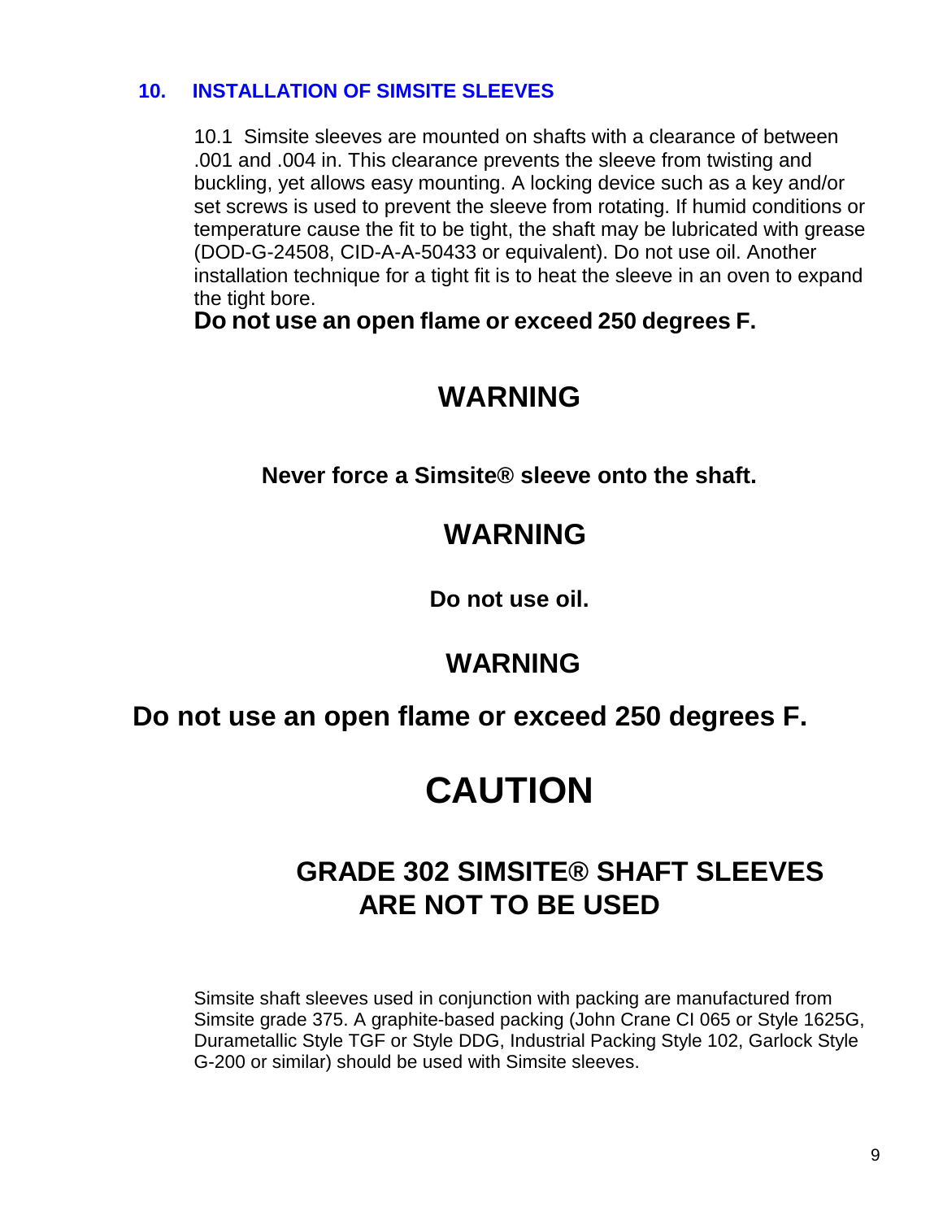## 10. INSTALLATION OF SIMSITE SLEEVES

10.1 Simsite sleeves are mounted on shafts with a clearance of between .001 and .004 in. This clearance prevents the sleeve from twisting and buckling, yet allows easy mounting. A locking device such as a key and/or set screws is used to prevent the sleeve from rotating. If humid conditions or temperature cause the fit to be tight, the shaft may be lubricated with grease (DOD-G-24508, CID-A-A-50433 or equivalent). Do not use oil. Another installation technique for a tight fit is to heat the sleeve in an oven to expand the tight bore.

**Do not use an open flame or exceed 250 degrees F.**

**WARNING**

**Never force a Simsite® sleeve onto the shaft.**

**WARNING**

**Do not use oil.**

**WARNING**

**Do not use an open flame or exceed 250 degrees F.**

**CAUTION**

**GRADE 302 SIMSITE® SHAFT SLEEVES ARE NOT TO BE USED**

Simsite shaft sleeves used in conjunction with packing are manufactured from Simsite grade 375. A graphite-based packing (John Crane CI 065 or Style 1625G, Durametallic Style TGF or Style DDG, Industrial Packing Style 102, Garlock Style G-200 or similar) should be used with Simsite sleeves.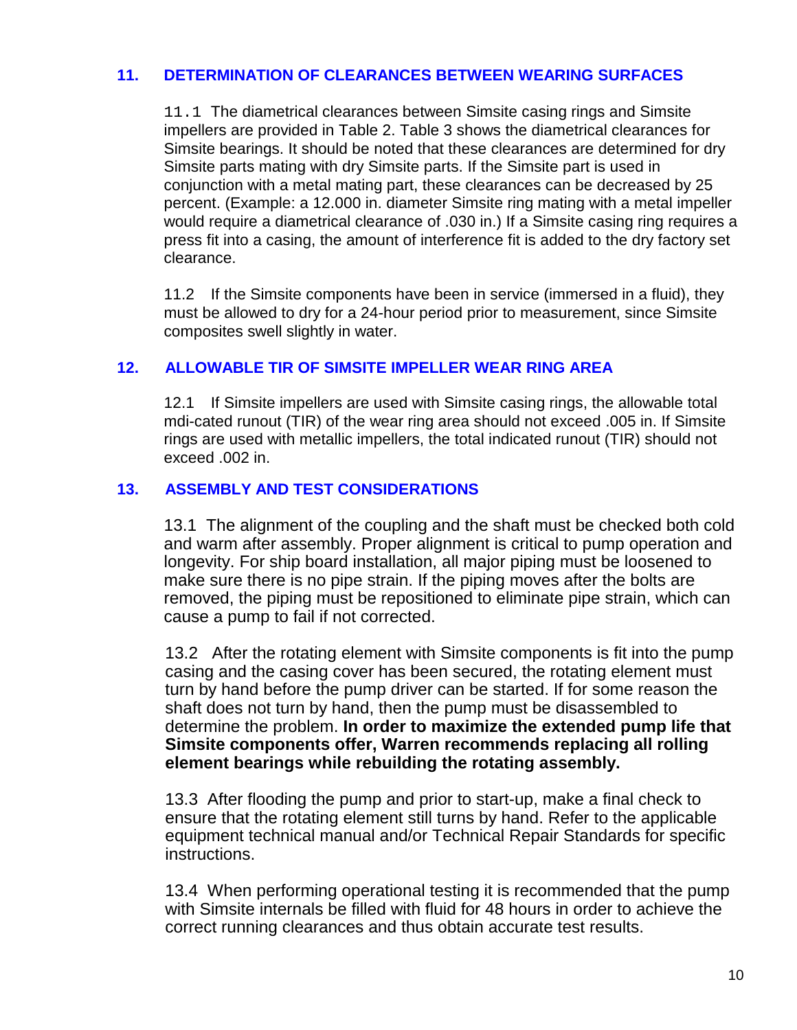## 11. DETERMINATION OF CLEARANCES BETWEEN WEARING SURFACES

11.1 The diametrical clearances between Simsite casing rings and Simsite impellers are provided in Table 2. Table 3 shows the diametrical clearances for Simsite bearings. It should be noted that these clearances are determined for dry Simsite parts mating with dry Simsite parts. If the Simsite part is used in conjunction with a metal mating part, these clearances can be decreased by 25 percent. (Example: a 12.000 in. diameter Simsite ring mating with a metal impeller would require a diametrical clearance of .030 in.) If a Simsite casing ring requires a press fit into a casing, the amount of interference fit is added to the dry factory set clearance.

11.2 If the Simsite components have been in service (immersed in a fluid), they must be allowed to dry for a 24-hour period prior to measurement, since Simsite composites swell slightly in water.

## 12. ALLOWABLE TIR OF SIMSITE IMPELLER WEAR RING AREA

12.1 If Simsite impellers are used with Simsite casing rings, the allowable total mdi-cated runout (TIR) of the wear ring area should not exceed .005 in. If Simsite rings are used with metallic impellers, the total indicated runout (TIR) should not exceed .002 in.

## 13. ASSEMBLY AND TEST CONSIDERATIONS

13.1 The alignment of the coupling and the shaft must be checked both cold and warm after assembly. Proper alignment is critical to pump operation and longevity. For ship board installation, all major piping must be loosened to make sure there is no pipe strain. If the piping moves after the bolts are removed, the piping must be repositioned to eliminate pipe strain, which can cause a pump to fail if not corrected.

13.2 After the rotating element with Simsite components is fit into the pump casing and the casing cover has been secured, the rotating element must turn by hand before the pump driver can be started. If for some reason the shaft does not turn by hand, then the pump must be disassembled to determine the problem. **In order to maximize the extended pump life that Simsite components offer, Warren recommends replacing all rolling element bearings while rebuilding the rotating assembly.**

13.3 After flooding the pump and prior to start-up, make a final check to ensure that the rotating element still turns by hand. Refer to the applicable equipment technical manual and/or Technical Repair Standards for specific instructions.

13.4 When performing operational testing it is recommended that the pump with Simsite internals be filled with fluid for 48 hours in order to achieve the correct running clearances and thus obtain accurate test results.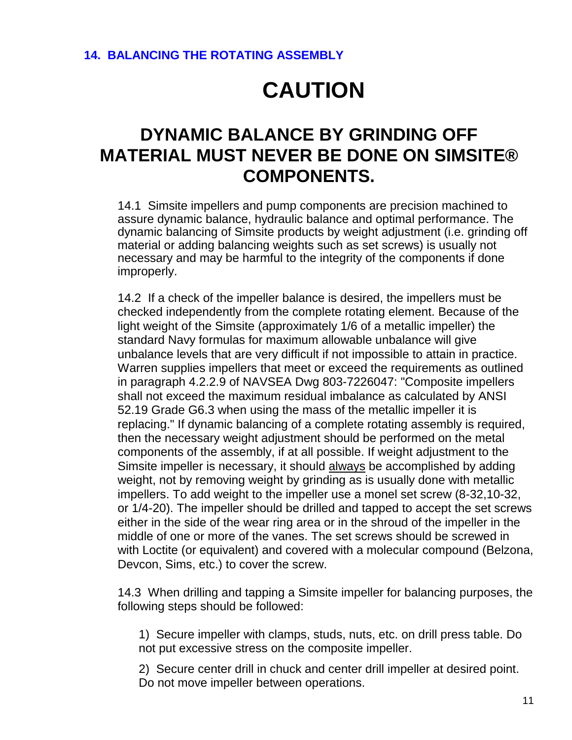## 14. BALANCING THE ROTATING ASSEMBLY

# CAUTION

## DYNAMIC BALANCE BY GRINDING OFF MATERIAL MUST NEVER BE DONE ON SIMSITE® COMPONENTS.

14.1 Simsite impellers and pump components are precision machined to assure dynamic balance, hydraulic balance and optimal performance. The dynamic balancing of Simsite products by weight adjustment (i.e. grinding off material or adding balancing weights such as set screws) is usually not necessary and may be harmful to the integrity of the components if done improperly.

14.2 If a check of the impeller balance is desired, the impellers must be checked independently from the complete rotating element. Because of the light weight of the Simsite (approximately 1/6 of a metallic impeller) the standard Navy formulas for maximum allowable unbalance will give unbalance levels that are very difficult if not impossible to attain in practice. Warren supplies impellers that meet or exceed the requirements as outlined in paragraph 4.2.2.9 of NAVSEA Dwg 803-7226047: "Composite impellers shall not exceed the maximum residual imbalance as calculated by ANSI 52.19 Grade G6.3 when using the mass of the metallic impeller it is replacing." If dynamic balancing of a complete rotating assembly is required, then the necessary weight adjustment should be performed on the metal components of the assembly, if at all possible. If weight adjustment to the Simsite impeller is necessary, it should <u>always</u> be accomplished by adding weight, not by removing weight by grinding as is usually done with metallic impellers. To add weight to the impeller use a monel set screw (8-32,10-32, or 1/4-20). The impeller should be drilled and tapped to accept the set screws either in the side of the wear ring area or in the shroud of the impeller in the middle of one or more of the vanes. The set screws should be screwed in with Loctite (or equivalent) and covered with a molecular compound (Belzona, Devcon, Sims, etc.) to cover the screw.

14.3 When drilling and tapping a Simsite impeller for balancing purposes, the following steps should be followed:

1) Secure impeller with clamps, studs, nuts, etc. on drill press table. Do not put excessive stress on the composite impeller.

2) Secure center drill in chuck and center drill impeller at desired point. Do not move impeller between operations.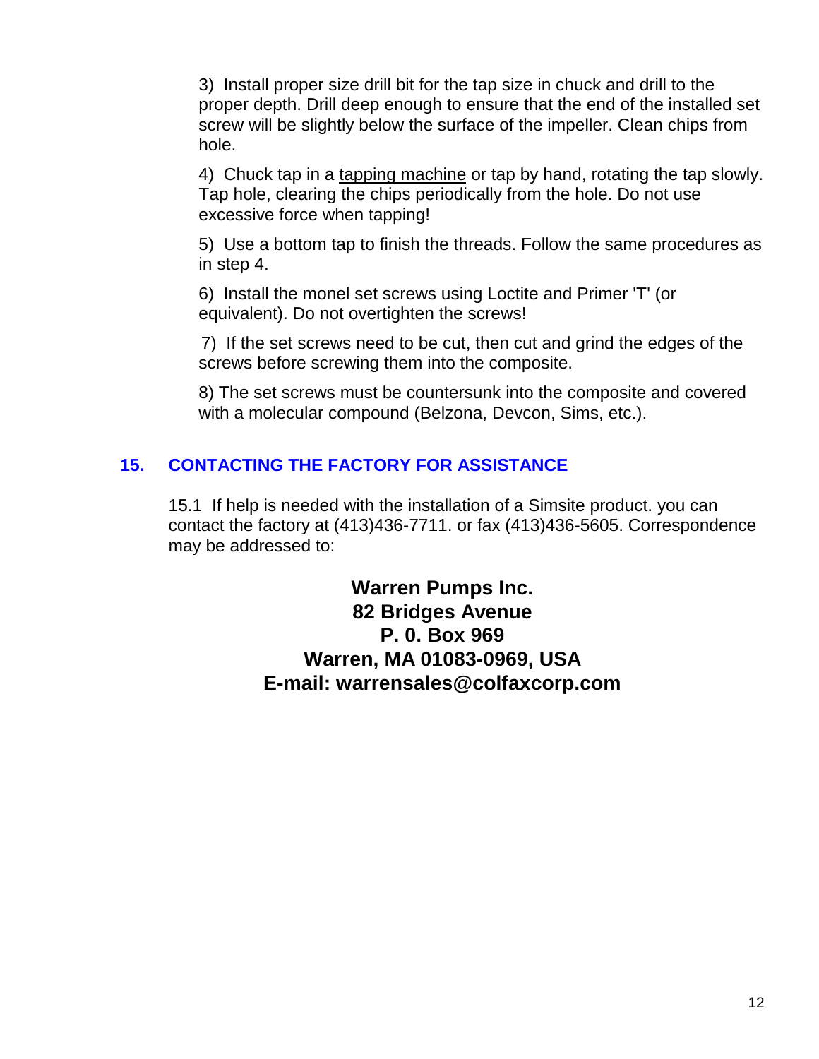3) Install proper size drill bit for the tap size in chuck and drill to the proper depth. Drill deep enough to ensure that the end of the installed set screw will be slightly below the surface of the impeller. Clean chips from hole.

4) Chuck tap in a tapping machine or tap by hand, rotating the tap slowly. Tap hole, clearing the chips periodically from the hole. Do not use excessive force when tapping!

5) Use a bottom tap to finish the threads. Follow the same procedures as in step 4.

6) Install the monel set screws using Loctite and Primer 'T' (or equivalent). Do not overtighten the screws!

7) If the set screws need to be cut, then cut and grind the edges of the screws before screwing them into the composite.

8) The set screws must be countersunk into the composite and covered with a molecular compound (Belzona, Devcon, Sims, etc.).

## 15. CONTACTING THE FACTORY FOR ASSISTANCE

15.1 If help is needed with the installation of a Simsite product. you can contact the factory at (413)436-7711. or fax (413)436-5605. Correspondence may be addressed to:

**Warren Pumps Inc.**
**82 Bridges Avenue**
**P. 0. Box 969**
**Warren, MA 01083-0969, USA**
**E-mail: warrensales@colfaxcorp.com**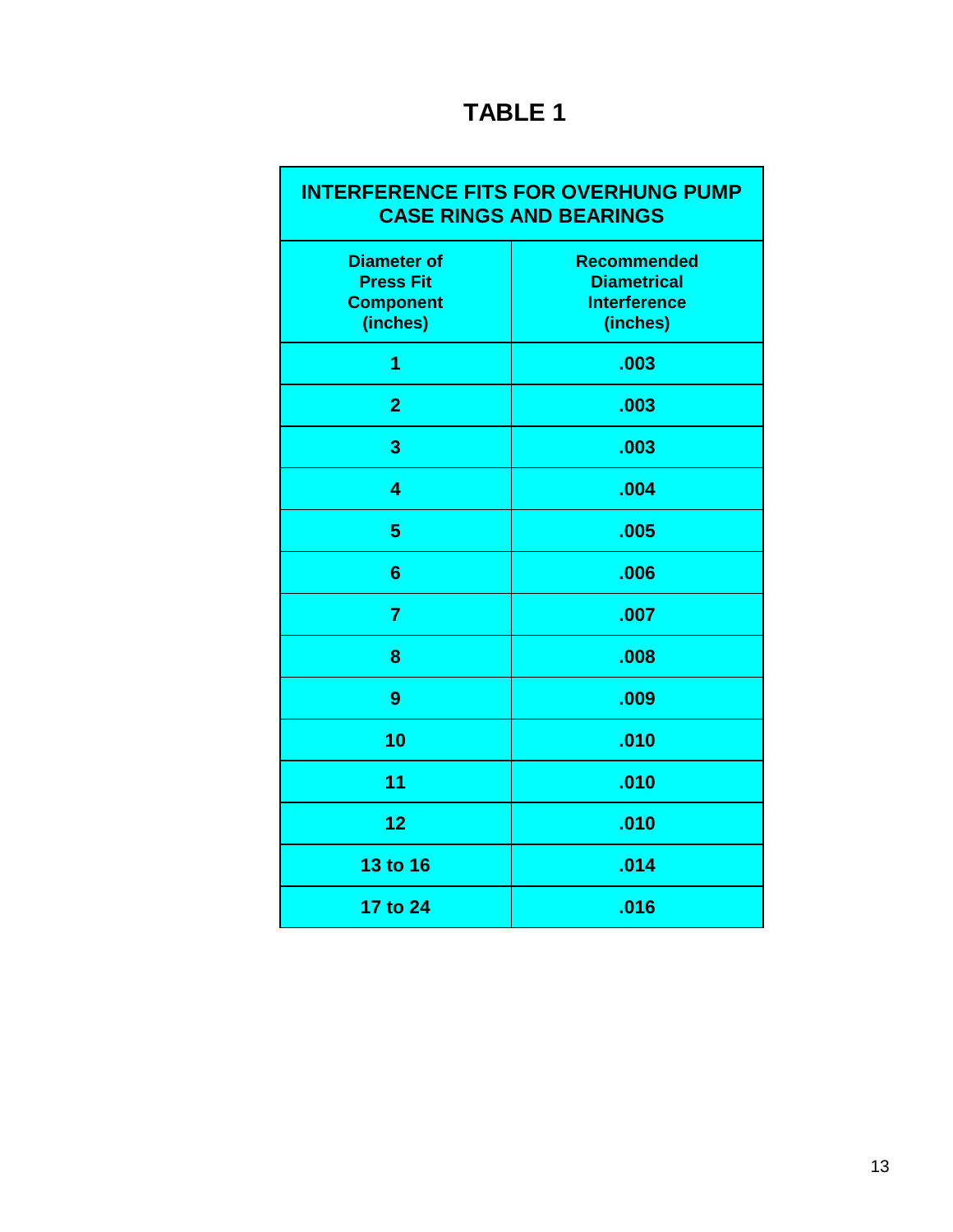# TABLE 1

| INTERFERENCE FITS FOR OVERHUNG PUMP CASE RINGS AND BEARINGS | |
|---|---|
| **Diameter of Press Fit Component (inches)** | **Recommended Diametrical Interference (inches)** |
| 1 | .003 |
| 2 | .003 |
| 3 | .003 |
| 4 | .004 |
| 5 | .005 |
| 6 | .006 |
| 7 | .007 |
| 8 | .008 |
| 9 | .009 |
| 10 | .010 |
| 11 | .010 |
| 12 | .010 |
| 13 to 16 | .014 |
| 17 to 24 | .016 |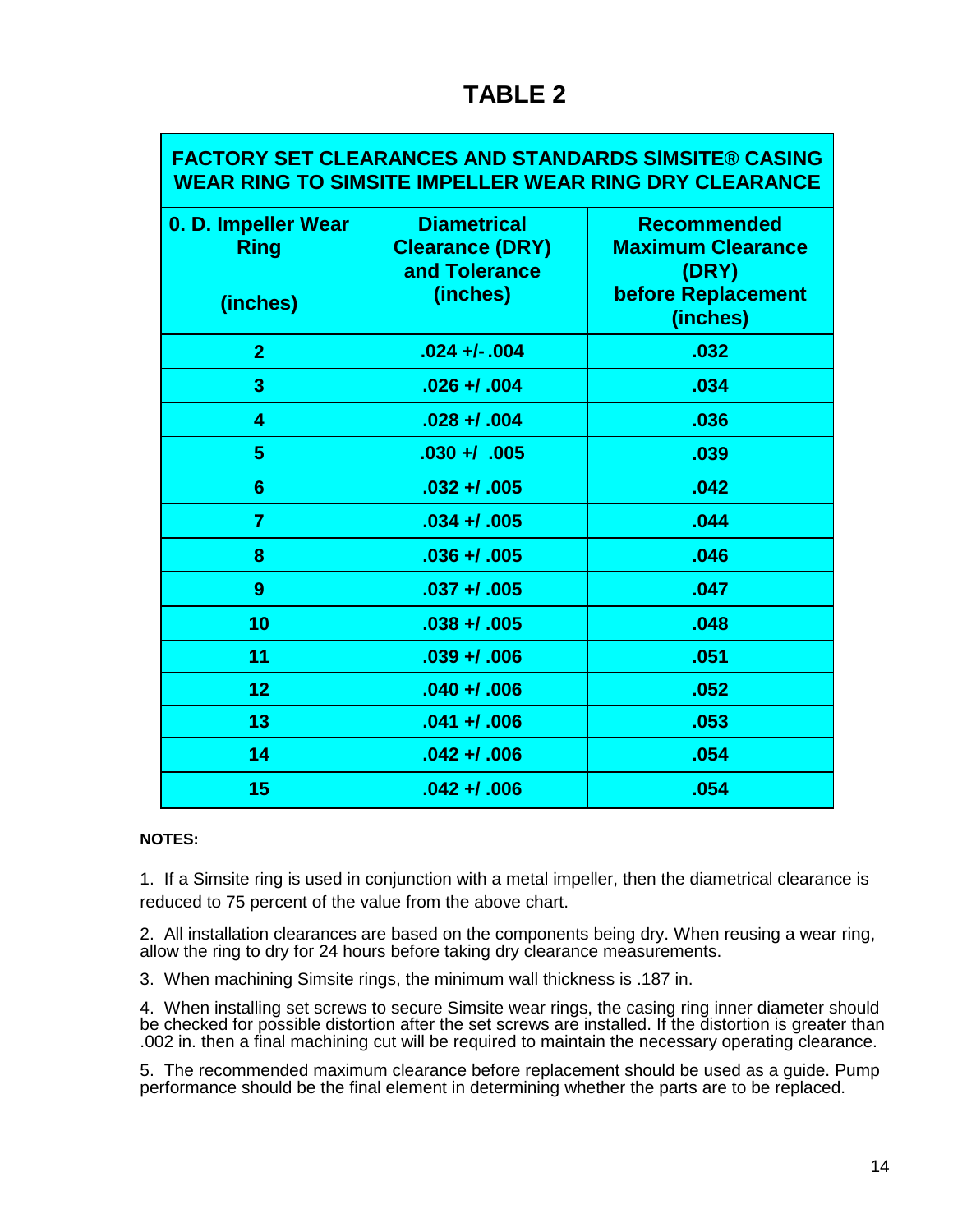# TABLE 2

| FACTORY SET CLEARANCES AND STANDARDS SIMSITE® CASING WEAR RING TO SIMSITE IMPELLER WEAR RING DRY CLEARANCE | | |
|---|---|---|
| **0. D. Impeller Wear Ring (inches)** | **Diametrical Clearance (DRY) and Tolerance (inches)** | **Recommended Maximum Clearance (DRY) before Replacement (inches)** |
| 2 | .024 +/- .004 | .032 |
| 3 | .026 +/ .004 | .034 |
| 4 | .028 +/ .004 | .036 |
| 5 | .030 +/ .005 | .039 |
| 6 | .032 +/ .005 | .042 |
| 7 | .034 +/ .005 | .044 |
| 8 | .036 +/ .005 | .046 |
| 9 | .037 +/ .005 | .047 |
| 10 | .038 +/ .005 | .048 |
| 11 | .039 +/ .006 | .051 |
| 12 | .040 +/ .006 | .052 |
| 13 | .041 +/ .006 | .053 |
| 14 | .042 +/ .006 | .054 |
| 15 | .042 +/ .006 | .054 |

**NOTES:**

1. If a Simsite ring is used in conjunction with a metal impeller, then the diametrical clearance is reduced to 75 percent of the value from the above chart.

2. All installation clearances are based on the components being dry. When reusing a wear ring, allow the ring to dry for 24 hours before taking dry clearance measurements.

3. When machining Simsite rings, the minimum wall thickness is .187 in.

4. When installing set screws to secure Simsite wear rings, the casing ring inner diameter should be checked for possible distortion after the set screws are installed. If the distortion is greater than .002 in. then a final machining cut will be required to maintain the necessary operating clearance.

5. The recommended maximum clearance before replacement should be used as a guide. Pump performance should be the final element in determining whether the parts are to be replaced.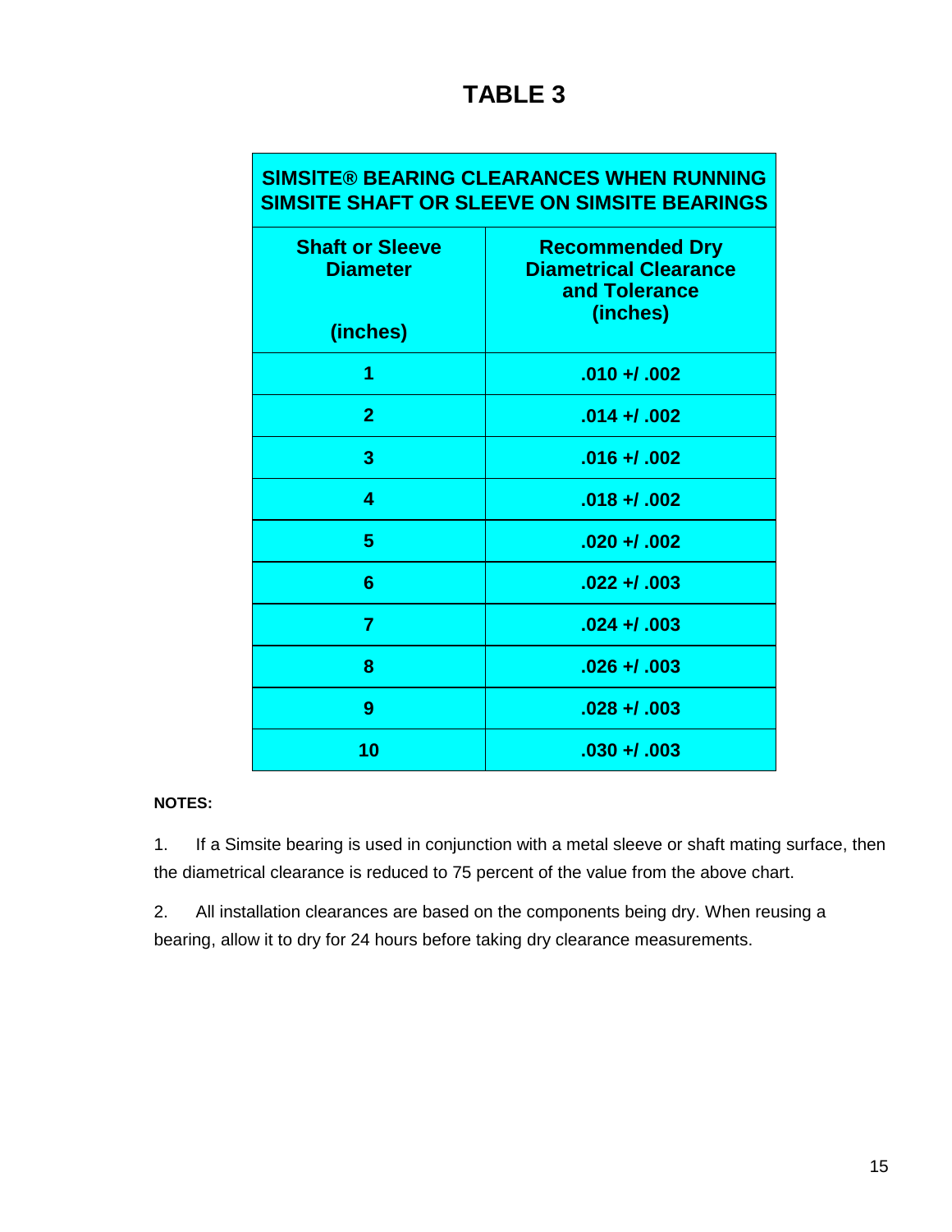# TABLE 3

| SIMSITE® BEARING CLEARANCES WHEN RUNNING SIMSITE SHAFT OR SLEEVE ON SIMSITE BEARINGS | |
|---|---|
| **Shaft or Sleeve Diameter (inches)** | **Recommended Dry Diametrical Clearance and Tolerance (inches)** |
| 1 | .010 +/ .002 |
| 2 | .014 +/ .002 |
| 3 | .016 +/ .002 |
| 4 | .018 +/ .002 |
| 5 | .020 +/ .002 |
| 6 | .022 +/ .003 |
| 7 | .024 +/ .003 |
| 8 | .026 +/ .003 |
| 9 | .028 +/ .003 |
| 10 | .030 +/ .003 |

**NOTES:**

1. If a Simsite bearing is used in conjunction with a metal sleeve or shaft mating surface, then the diametrical clearance is reduced to 75 percent of the value from the above chart.

2. All installation clearances are based on the components being dry. When reusing a bearing, allow it to dry for 24 hours before taking dry clearance measurements.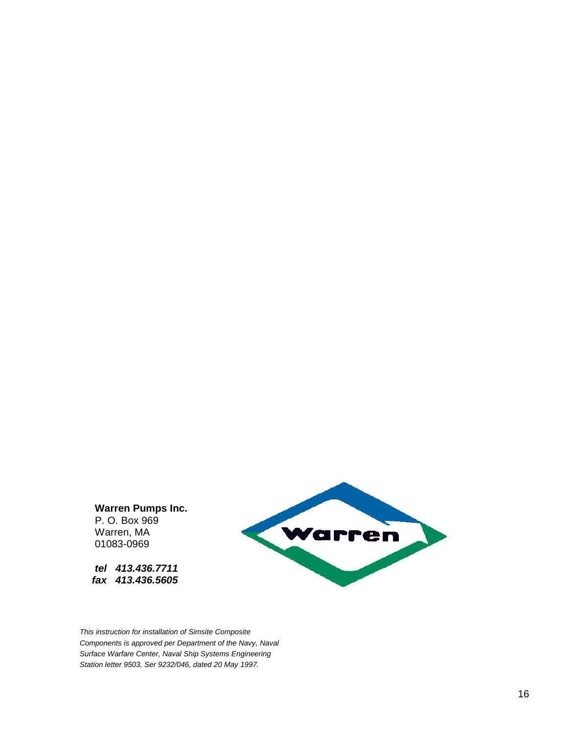**Warren Pumps Inc.**
P. O. Box 969
Warren, MA
01083-0969

***tel 413.436.7711***
***fax 413.436.5605***

*This instruction for installation of Simsite Composite Components is approved per Department of the Navy, Naval Surface Warfare Center, Naval Ship Systems Engineering Station letter 9503, Ser 9232/046, dated 20 May 1997.*